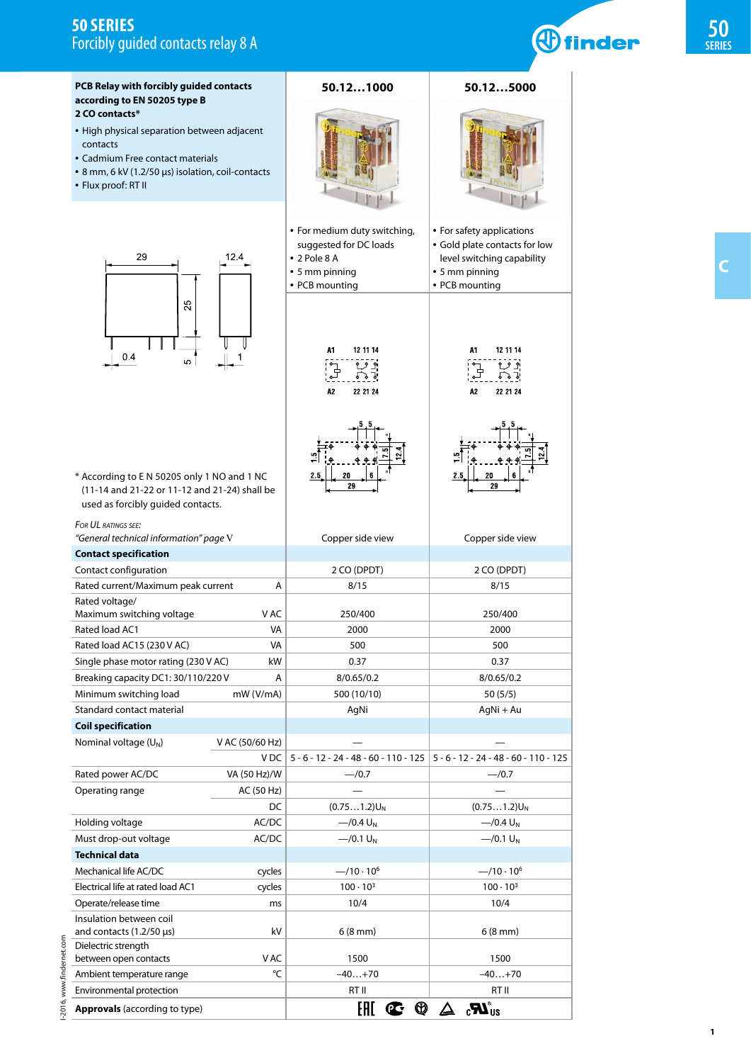# 50 SERIES
## Forcibly guided contacts relay 8 A

**PCB Relay with forcibly guided contacts according to EN 50205 type B**
**2 CO contacts***

- High physical separation between adjacent contacts
- Cadmium Free contact materials
- 8 mm, 6 kV (1.2/50 µs) isolation, coil-contacts
- Flux proof: RT II

| 50.12...1000 | 50.12...5000 |
|---|---|
| • For medium duty switching, suggested for DC loads<br>• 2 Pole 8 A<br>• 5 mm pinning<br>• PCB mounting | • For safety applications<br>• Gold plate contacts for low level switching capability<br>• 5 mm pinning<br>• PCB mounting |
| Copper side view | Copper side view |

\* According to E N 50205 only 1 NO and 1 NC (11-14 and 21-22 or 11-12 and 21-24) shall be used as forcibly guided contacts.

*For UL ratings see:*
*"General technical information" page V*

| | | 50.12...1000 | 50.12...5000 |
|---|---|---|---|
| **Contact specification** | | | |
| Contact configuration | | 2 CO (DPDT) | 2 CO (DPDT) |
| Rated current/Maximum peak current | A | 8/15 | 8/15 |
| Rated voltage/ Maximum switching voltage | V AC | 250/400 | 250/400 |
| Rated load AC1 | VA | 2000 | 2000 |
| Rated load AC15 (230 V AC) | VA | 500 | 500 |
| Single phase motor rating (230 V AC) | kW | 0.37 | 0.37 |
| Breaking capacity DC1: 30/110/220 V | A | 8/0.65/0.2 | 8/0.65/0.2 |
| Minimum switching load | mW (V/mA) | 500 (10/10) | 50 (5/5) |
| Standard contact material | | AgNi | AgNi + Au |
| **Coil specification** | | | |
| Nominal voltage ($U_N$) | V AC (50/60 Hz) | — | — |
| | V DC | 5 - 6 - 12 - 24 - 48 - 60 - 110 - 125 | 5 - 6 - 12 - 24 - 48 - 60 - 110 - 125 |
| Rated power AC/DC | VA (50 Hz)/W | —/0.7 | —/0.7 |
| Operating range | AC (50 Hz) | — | — |
| | DC | (0.75...1.2)$U_N$ | (0.75...1.2)$U_N$ |
| Holding voltage | AC/DC | —/0.4 $U_N$ | —/0.4 $U_N$ |
| Must drop-out voltage | AC/DC | —/0.1 $U_N$ | —/0.1 $U_N$ |
| **Technical data** | | | |
| Mechanical life AC/DC | cycles | —/10 · $10^6$ | —/10 · $10^6$ |
| Electrical life at rated load AC1 | cycles | 100 · $10^3$ | 100 · $10^3$ |
| Operate/release time | ms | 10/4 | 10/4 |
| Insulation between coil and contacts (1.2/50 µs) | kV | 6 (8 mm) | 6 (8 mm) |
| Dielectric strength between open contacts | V AC | 1500 | 1500 |
| Ambient temperature range | °C | –40...+70 | –40...+70 |
| Environmental protection | | RT II | RT II |
| **Approvals** (according to type) | | | |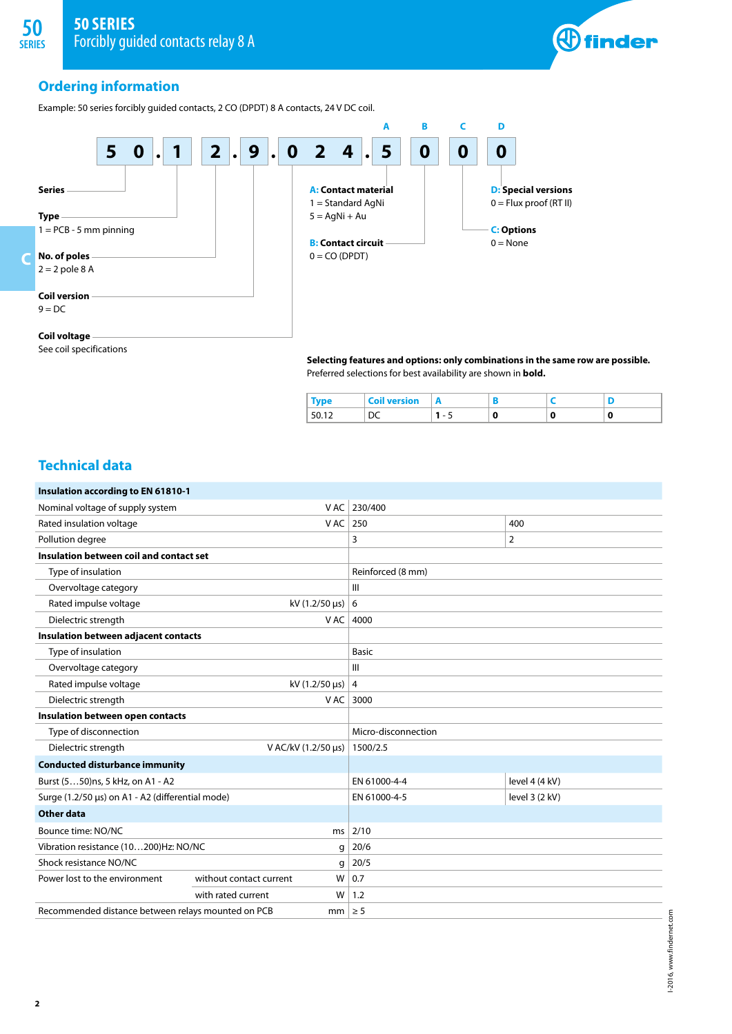## Ordering information

Example: 50 series forcibly guided contacts, 2 CO (DPDT) 8 A contacts, 24 V DC coil.

| 5 | 0 | . | 1 | 2 | . | 9 | . | 0 | 2 | 4 | . | 5 | 0 | 0 | 0 |
|---|---|---|---|---|---|---|---|---|---|---|---|---|---|---|---|
| | | | | | | | | | | | | A | B | C | D |

**Series**

**Type**
1 = PCB - 5 mm pinning

**No. of poles**
2 = 2 pole 8 A

**Coil version**
9 = DC

**Coil voltage**
See coil specifications

**A: Contact material**
1 = Standard AgNi
5 = AgNi + Au

**B: Contact circuit**
0 = CO (DPDT)

**C: Options**
0 = None

**D: Special versions**
0 = Flux proof (RT II)

**Selecting features and options: only combinations in the same row are possible.**
Preferred selections for best availability are shown in **bold**.

| Type | Coil version | A | B | C | D |
|---|---|---|---|---|---|
| 50.12 | DC | **1** - 5 | **0** | **0** | **0** |

## Technical data

| | | | |
|---|---|---|---|
| **Insulation according to EN 61810-1** | | | |
| Nominal voltage of supply system | V AC | 230/400 | |
| Rated insulation voltage | V AC | 250 | 400 |
| Pollution degree | | 3 | 2 |
| **Insulation between coil and contact set** | | | |
| Type of insulation | | Reinforced (8 mm) | |
| Overvoltage category | | III | |
| Rated impulse voltage | kV (1.2/50 µs) | 6 | |
| Dielectric strength | V AC | 4000 | |
| **Insulation between adjacent contacts** | | | |
| Type of insulation | | Basic | |
| Overvoltage category | | III | |
| Rated impulse voltage | kV (1.2/50 µs) | 4 | |
| Dielectric strength | V AC | 3000 | |
| **Insulation between open contacts** | | | |
| Type of disconnection | | Micro-disconnection | |
| Dielectric strength | V AC/kV (1.2/50 µs) | 1500/2.5 | |
| **Conducted disturbance immunity** | | | |
| Burst (5…50)ns, 5 kHz, on A1 - A2 | | EN 61000-4-4 | level 4 (4 kV) |
| Surge (1.2/50 µs) on A1 - A2 (differential mode) | | EN 61000-4-5 | level 3 (2 kV) |
| **Other data** | | | |
| Bounce time: NO/NC | ms | 2/10 | |
| Vibration resistance (10…200)Hz: NO/NC | g | 20/6 | |
| Shock resistance NO/NC | g | 20/5 | |
| Power lost to the environment — without contact current | W | 0.7 | |
| Power lost to the environment — with rated current | W | 1.2 | |
| Recommended distance between relays mounted on PCB | mm | ≥ 5 | |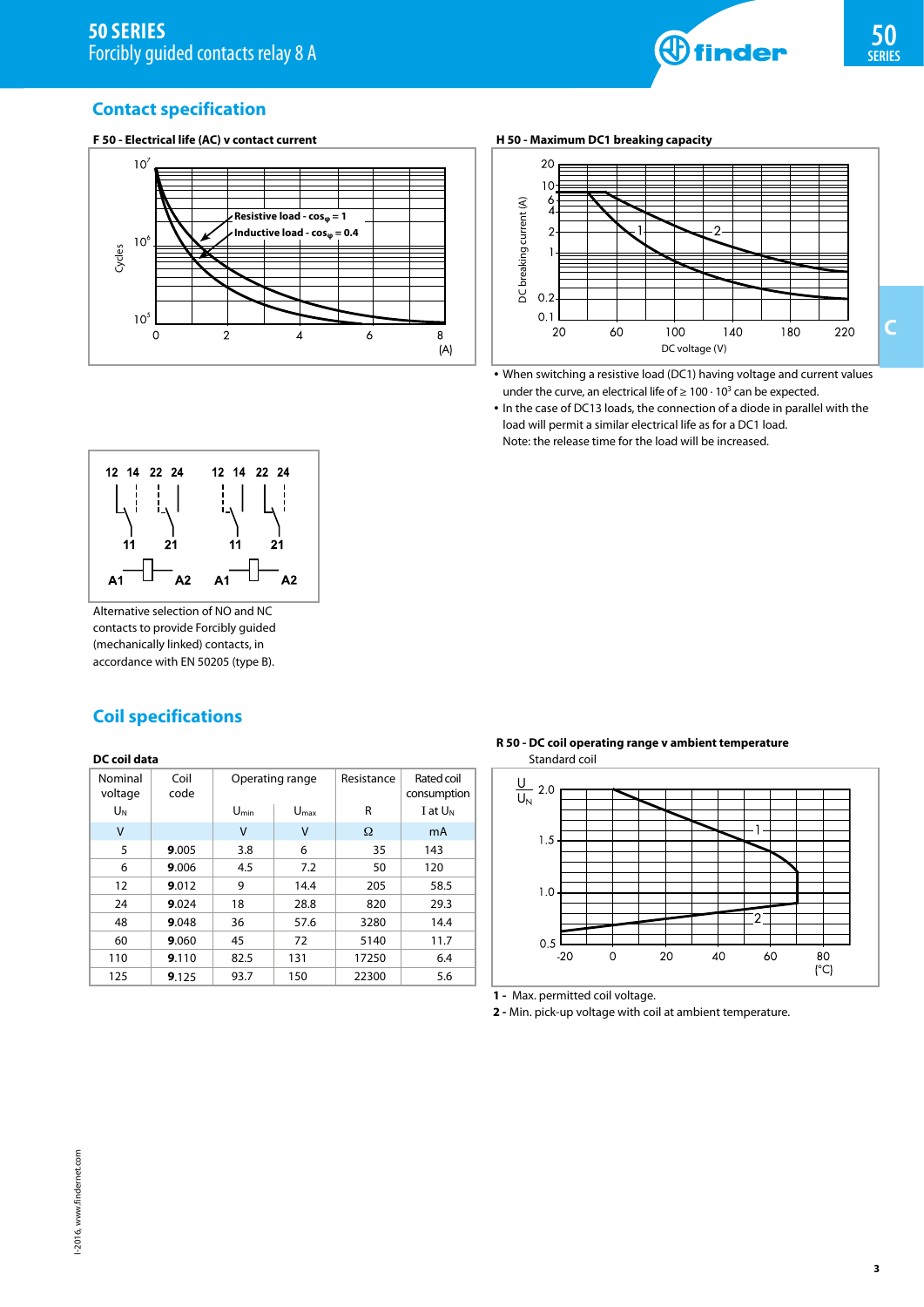## Contact specification

**F 50 - Electrical life (AC) v contact current**

$10^7$
$10^6$
$10^5$
Cycles
Resistive load - $\cos\varphi = 1$
Inductive load - $\cos\varphi = 0.4$
0 2 4 6 8
(A)

**H 50 - Maximum DC1 breaking capacity**

DC breaking current (A)
20 10 6 4 2 1 0.2 0.1
20 60 100 140 180 220
DC voltage (V)
1
2

- When switching a resistive load (DC1) having voltage and current values under the curve, an electrical life of ≥ 100 · $10^3$ can be expected.
- In the case of DC13 loads, the connection of a diode in parallel with the load will permit a similar electrical life as for a DC1 load.
  Note: the release time for the load will be increased.

12 14 22 24 12 14 22 24
11 21 11 21
A1 A2 A1 A2

Alternative selection of NO and NC contacts to provide Forcibly guided (mechanically linked) contacts, in accordance with EN 50205 (type B).

## Coil specifications

**DC coil data**

| Nominal voltage | Coil code | Operating range | | Resistance | Rated coil consumption |
|---|---|---|---|---|---|
| $U_N$ | | $U_{min}$ | $U_{max}$ | R | I at $U_N$ |
| V | | V | V | Ω | mA |
| 5 | **9**.005 | 3.8 | 6 | 35 | 143 |
| 6 | **9**.006 | 4.5 | 7.2 | 50 | 120 |
| 12 | **9**.012 | 9 | 14.4 | 205 | 58.5 |
| 24 | **9**.024 | 18 | 28.8 | 820 | 29.3 |
| 48 | **9**.048 | 36 | 57.6 | 3280 | 14.4 |
| 60 | **9**.060 | 45 | 72 | 5140 | 11.7 |
| 110 | **9**.110 | 82.5 | 131 | 17250 | 6.4 |
| 125 | **9**.125 | 93.7 | 150 | 22300 | 5.6 |

**R 50 - DC coil operating range v ambient temperature**

Standard coil

$\frac{U}{U_N}$
2.0 1.5 1.0 0.5
-20 0 20 40 60 80
(°C)
1
2

**1 -** Max. permitted coil voltage.

**2 -** Min. pick-up voltage with coil at ambient temperature.